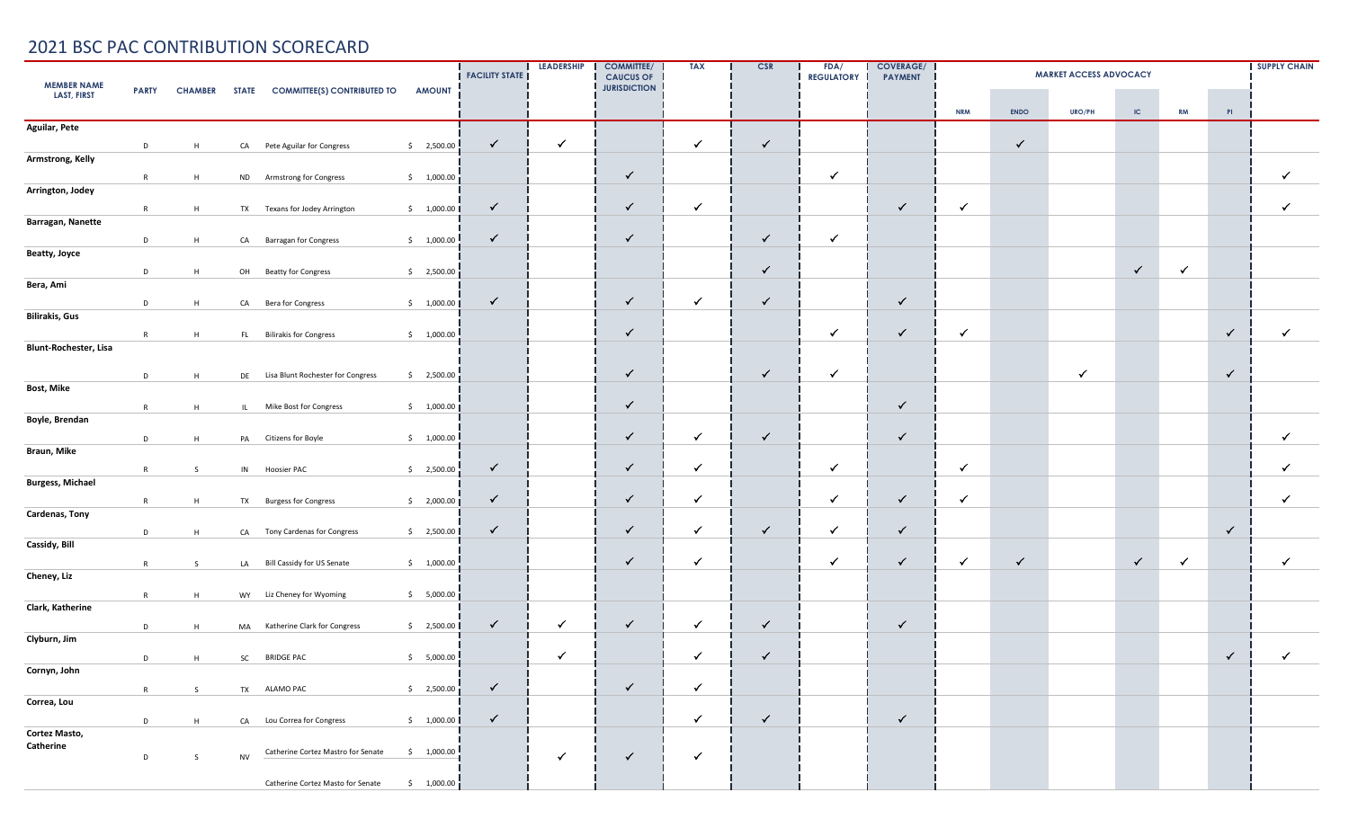# 2021 BSC PAC CONTRIBUTION SCORECARD

| MEMBER NAME LAST, FIRST | PARTY | CHAMBER | STATE | COMMITTEE(S) CONTRIBUTED TO | AMOUNT | FACILITY STATE | LEADERSHIP | COMMITTEE/ CAUCUS OF JURISDICTION | TAX | CSR | FDA/ REGULATORY | COVERAGE/ PAYMENT | MARKET ACCESS ADVOCACY | | | | | | SUPPLY CHAIN |
|---|---|---|---|---|---|---|---|---|---|---|---|---|---|---|---|---|---|---|---|
| | | | | | | | | | | | | | NRM | ENDO | URO/PH | IC | RM | PI | |
| Aguilar, Pete | D | H | CA | Pete Aguilar for Congress | $ 2,500.00 | ✓ | ✓ | | ✓ | ✓ | | | | ✓ | | | | | |
| Armstrong, Kelly | R | H | ND | Armstrong for Congress | $ 1,000.00 | | | ✓ | | | ✓ | | | | | | | | ✓ |
| Arrington, Jodey | R | H | TX | Texans for Jodey Arrington | $ 1,000.00 | ✓ | | ✓ | ✓ | | | ✓ | ✓ | | | | | | ✓ |
| Barragan, Nanette | D | H | CA | Barragan for Congress | $ 1,000.00 | ✓ | | ✓ | | ✓ | ✓ | | | | | | | | |
| Beatty, Joyce | D | H | OH | Beatty for Congress | $ 2,500.00 | | | | | ✓ | | | | | | ✓ | ✓ | | |
| Bera, Ami | D | H | CA | Bera for Congress | $ 1,000.00 | ✓ | | ✓ | ✓ | ✓ | | ✓ | | | | | | | |
| Bilirakis, Gus | R | H | FL | Bilirakis for Congress | $ 1,000.00 | | | ✓ | | | ✓ | ✓ | ✓ | | | | | ✓ | ✓ |
| Blunt-Rochester, Lisa | D | H | DE | Lisa Blunt Rochester for Congress | $ 2,500.00 | | | ✓ | | ✓ | ✓ | | | | ✓ | | | ✓ | |
| Bost, Mike | R | H | IL | Mike Bost for Congress | $ 1,000.00 | | | ✓ | | | | ✓ | | | | | | | |
| Boyle, Brendan | D | H | PA | Citizens for Boyle | $ 1,000.00 | | | ✓ | ✓ | ✓ | | ✓ | | | | | | | ✓ |
| Braun, Mike | R | S | IN | Hoosier PAC | $ 2,500.00 | ✓ | | ✓ | ✓ | | ✓ | | ✓ | | | | | | ✓ |
| Burgess, Michael | R | H | TX | Burgess for Congress | $ 2,000.00 | ✓ | | ✓ | ✓ | | ✓ | ✓ | ✓ | | | | | | ✓ |
| Cardenas, Tony | D | H | CA | Tony Cardenas for Congress | $ 2,500.00 | ✓ | | ✓ | ✓ | ✓ | ✓ | ✓ | | | | | | ✓ | |
| Cassidy, Bill | R | S | LA | Bill Cassidy for US Senate | $ 1,000.00 | | | ✓ | ✓ | | ✓ | ✓ | ✓ | ✓ | | ✓ | ✓ | | ✓ |
| Cheney, Liz | R | H | WY | Liz Cheney for Wyoming | $ 5,000.00 | | | | | | | | | | | | | | |
| Clark, Katherine | D | H | MA | Katherine Clark for Congress | $ 2,500.00 | ✓ | ✓ | ✓ | ✓ | ✓ | | ✓ | | | | | | | |
| Clyburn, Jim | D | H | SC | BRIDGE PAC | $ 5,000.00 | | ✓ | | ✓ | ✓ | | | | | | | | ✓ | ✓ |
| Cornyn, John | R | S | TX | ALAMO PAC | $ 2,500.00 | ✓ | | ✓ | ✓ | | | | | | | | | | |
| Correa, Lou | D | H | CA | Lou Correa for Congress | $ 1,000.00 | ✓ | | | ✓ | ✓ | | ✓ | | | | | | | |
| Cortez Masto, Catherine | D | S | NV | Catherine Cortez Mastro for Senate | $ 1,000.00 | | ✓ | ✓ | ✓ | | | | | | | | | | |
| | | | | Catherine Cortez Masto for Senate | $ 1,000.00 | | | | | | | | | | | | | | |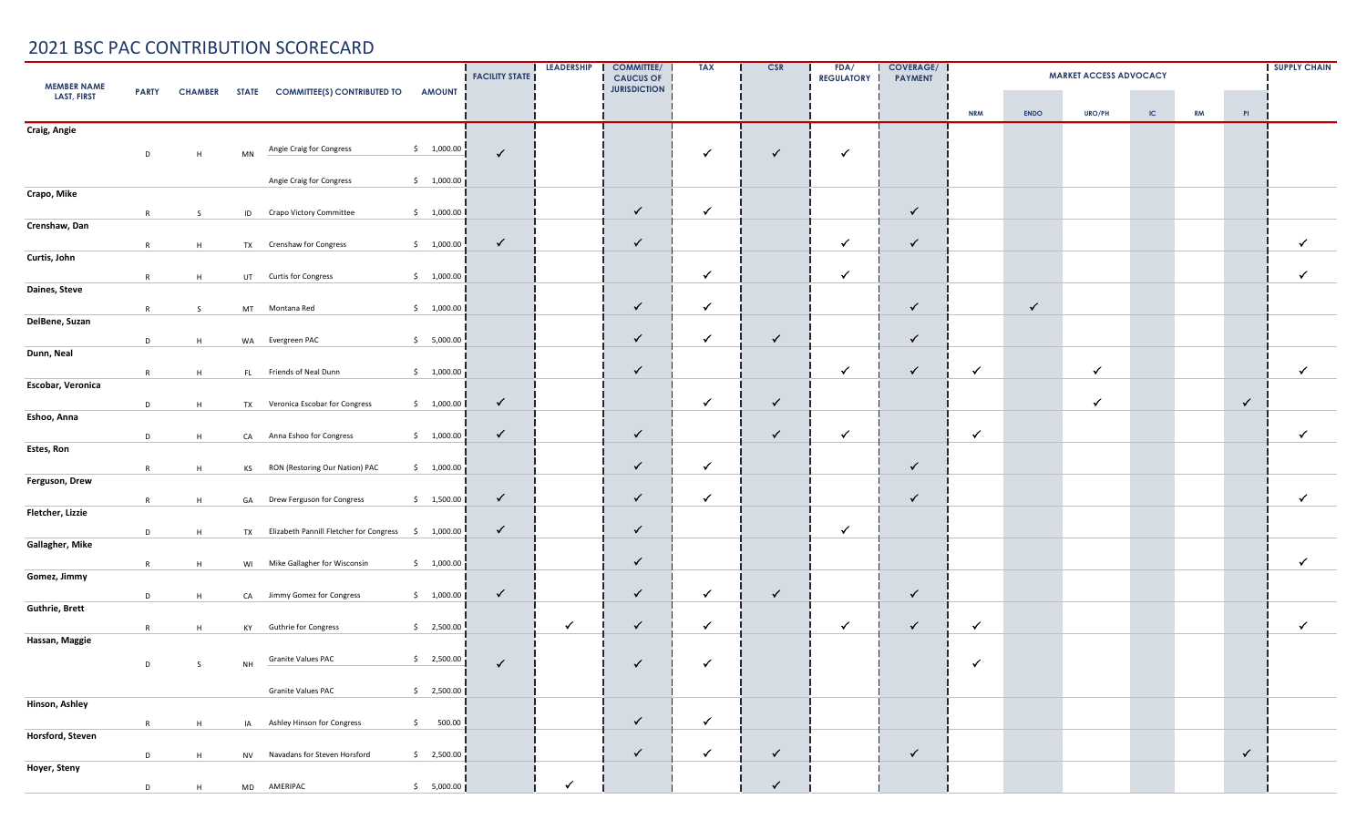# 2021 BSC PAC CONTRIBUTION SCORECARD

| MEMBER NAME LAST, FIRST | PARTY | CHAMBER | STATE | COMMITTEE(S) CONTRIBUTED TO | AMOUNT | FACILITY STATE | LEADERSHIP | COMMITTEE/ CAUCUS OF JURISDICTION | TAX | CSR | FDA/ REGULATORY | COVERAGE/ PAYMENT | MARKET ACCESS ADVOCACY | | | | | | SUPPLY CHAIN |
|---|---|---|---|---|---|---|---|---|---|---|---|---|---|---|---|---|---|---|---|
| | | | | | | | | | | | | | NRM | ENDO | URO/PH | IC | RM | PI | |
| **Craig, Angie** | D | H | MN | Angie Craig for Congress | $ 1,000.00 | ✓ | | | ✓ | ✓ | ✓ | | | | | | | | |
| | | | | Angie Craig for Congress | $ 1,000.00 | | | | | | | | | | | | | | |
| **Crapo, Mike** | R | S | ID | Crapo Victory Committee | $ 1,000.00 | | | ✓ | ✓ | | | ✓ | | | | | | | |
| **Crenshaw, Dan** | R | H | TX | Crenshaw for Congress | $ 1,000.00 | ✓ | | ✓ | | | ✓ | ✓ | | | | | | | ✓ |
| **Curtis, John** | R | H | UT | Curtis for Congress | $ 1,000.00 | | | | ✓ | | ✓ | | | | | | | | ✓ |
| **Daines, Steve** | R | S | MT | Montana Red | $ 1,000.00 | | | ✓ | ✓ | | | ✓ | | ✓ | | | | | |
| **DelBene, Suzan** | D | H | WA | Evergreen PAC | $ 5,000.00 | | | ✓ | ✓ | ✓ | | ✓ | | | | | | | |
| **Dunn, Neal** | R | H | FL | Friends of Neal Dunn | $ 1,000.00 | | | ✓ | | | ✓ | ✓ | ✓ | | ✓ | | | | ✓ |
| **Escobar, Veronica** | D | H | TX | Veronica Escobar for Congress | $ 1,000.00 | ✓ | | | ✓ | ✓ | | | | | ✓ | | | ✓ | |
| **Eshoo, Anna** | D | H | CA | Anna Eshoo for Congress | $ 1,000.00 | ✓ | | ✓ | | ✓ | ✓ | | ✓ | | | | | | ✓ |
| **Estes, Ron** | R | H | KS | RON (Restoring Our Nation) PAC | $ 1,000.00 | | | ✓ | ✓ | | | ✓ | | | | | | | |
| **Ferguson, Drew** | R | H | GA | Drew Ferguson for Congress | $ 1,500.00 | ✓ | | ✓ | ✓ | | | ✓ | | | | | | | ✓ |
| **Fletcher, Lizzie** | D | H | TX | Elizabeth Pannill Fletcher for Congress | $ 1,000.00 | ✓ | | ✓ | | | ✓ | | | | | | | | |
| **Gallagher, Mike** | R | H | WI | Mike Gallagher for Wisconsin | $ 1,000.00 | | | ✓ | | | | | | | | | | | ✓ |
| **Gomez, Jimmy** | D | H | CA | Jimmy Gomez for Congress | $ 1,000.00 | ✓ | | ✓ | ✓ | ✓ | | ✓ | | | | | | | |
| **Guthrie, Brett** | R | H | KY | Guthrie for Congress | $ 2,500.00 | | ✓ | ✓ | ✓ | | ✓ | ✓ | ✓ | | | | | | ✓ |
| **Hassan, Maggie** | D | S | NH | Granite Values PAC | $ 2,500.00 | ✓ | | ✓ | ✓ | | | | ✓ | | | | | | |
| | | | | Granite Values PAC | $ 2,500.00 | | | | | | | | | | | | | | |
| **Hinson, Ashley** | R | H | IA | Ashley Hinson for Congress | $ 500.00 | | | ✓ | ✓ | | | | | | | | | | |
| **Horsford, Steven** | D | H | NV | Navadans for Steven Horsford | $ 2,500.00 | | | ✓ | ✓ | ✓ | | ✓ | | | | | | ✓ | |
| **Hoyer, Steny** | D | H | MD | AMERIPAC | $ 5,000.00 | | ✓ | | | ✓ | | | | | | | | | |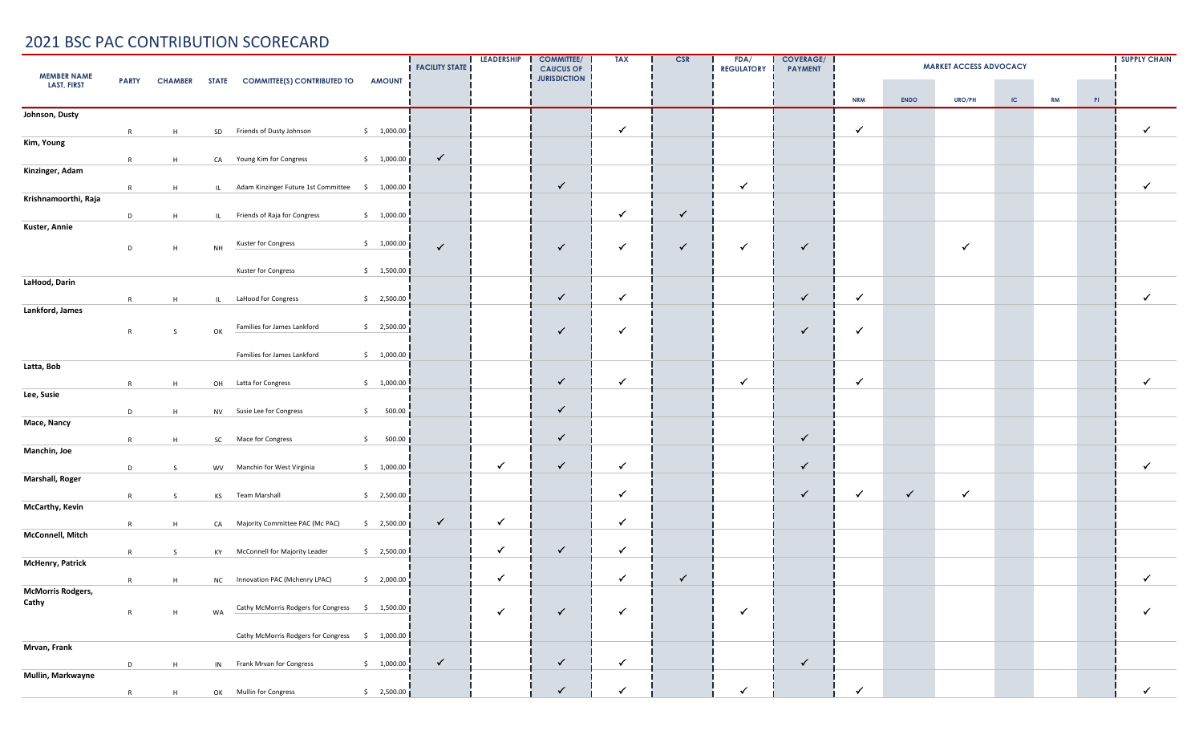## 2021 BSC PAC CONTRIBUTION SCORECARD

| MEMBER NAME LAST, FIRST | PARTY | CHAMBER | STATE | COMMITTEE(S) CONTRIBUTED TO | AMOUNT | FACILITY STATE | LEADERSHIP | COMMITTEE/ CAUCUS OF JURISDICTION | TAX | CSR | FDA/ REGULATORY | COVERAGE/ PAYMENT | MARKET ACCESS ADVOCACY | | | | | | SUPPLY CHAIN |
|---|---|---|---|---|---|---|---|---|---|---|---|---|---|---|---|---|---|---|---|
| | | | | | | | | | | | | | NRM | ENDO | URO/PH | IC | RM | PI | |
| Johnson, Dusty | R | H | SD | Friends of Dusty Johnson | $ 1,000.00 | | | | ✓ | | | | ✓ | | | | | | ✓ |
| Kim, Young | R | H | CA | Young Kim for Congress | $ 1,000.00 | ✓ | | | | | | | | | | | | | |
| Kinzinger, Adam | R | H | IL | Adam Kinzinger Future 1st Committee | $ 1,000.00 | | | ✓ | | | ✓ | | | | | | | | ✓ |
| Krishnamoorthi, Raja | D | H | IL | Friends of Raja for Congress | $ 1,000.00 | | | | ✓ | ✓ | | | | | | | | | |
| Kuster, Annie | D | H | NH | Kuster for Congress | $ 1,000.00 | ✓ | | ✓ | ✓ | ✓ | ✓ | ✓ | | | ✓ | | | | |
| | | | | Kuster for Congress | $ 1,500.00 | | | | | | | | | | | | | | |
| LaHood, Darin | R | H | IL | LaHood for Congress | $ 2,500.00 | | | ✓ | ✓ | | | ✓ | ✓ | | | | | | ✓ |
| Lankford, James | R | S | OK | Families for James Lankford | $ 2,500.00 | | | ✓ | ✓ | | | ✓ | ✓ | | | | | | |
| | | | | Families for James Lankford | $ 1,000.00 | | | | | | | | | | | | | | |
| Latta, Bob | R | H | OH | Latta for Congress | $ 1,000.00 | | | ✓ | ✓ | | ✓ | | ✓ | | | | | | ✓ |
| Lee, Susie | D | H | NV | Susie Lee for Congress | $ 500.00 | | | ✓ | | | | | | | | | | | |
| Mace, Nancy | R | H | SC | Mace for Congress | $ 500.00 | | | ✓ | | | | ✓ | | | | | | | |
| Manchin, Joe | D | S | WV | Manchin for West Virginia | $ 1,000.00 | | ✓ | ✓ | ✓ | | | ✓ | | | | | | | ✓ |
| Marshall, Roger | R | S | KS | Team Marshall | $ 2,500.00 | | | | ✓ | | | ✓ | ✓ | ✓ | ✓ | | | | |
| McCarthy, Kevin | R | H | CA | Majority Committee PAC (Mc PAC) | $ 2,500.00 | ✓ | ✓ | | ✓ | | | | | | | | | | |
| McConnell, Mitch | R | S | KY | McConnell for Majority Leader | $ 2,500.00 | | ✓ | ✓ | ✓ | | | | | | | | | | |
| McHenry, Patrick | R | H | NC | Innovation PAC (Mchenry LPAC) | $ 2,000.00 | | ✓ | | ✓ | ✓ | | | | | | | | | ✓ |
| McMorris Rodgers, Cathy | R | H | WA | Cathy McMorris Rodgers for Congress | $ 1,500.00 | | ✓ | ✓ | ✓ | | ✓ | | | | | | | | ✓ |
| | | | | Cathy McMorris Rodgers for Congress | $ 1,000.00 | | | | | | | | | | | | | | |
| Mrvan, Frank | D | H | IN | Frank Mrvan for Congress | $ 1,000.00 | ✓ | | ✓ | ✓ | | | ✓ | | | | | | | |
| Mullin, Markwayne | R | H | OK | Mullin for Congress | $ 2,500.00 | | | ✓ | ✓ | | ✓ | | ✓ | | | | | | ✓ |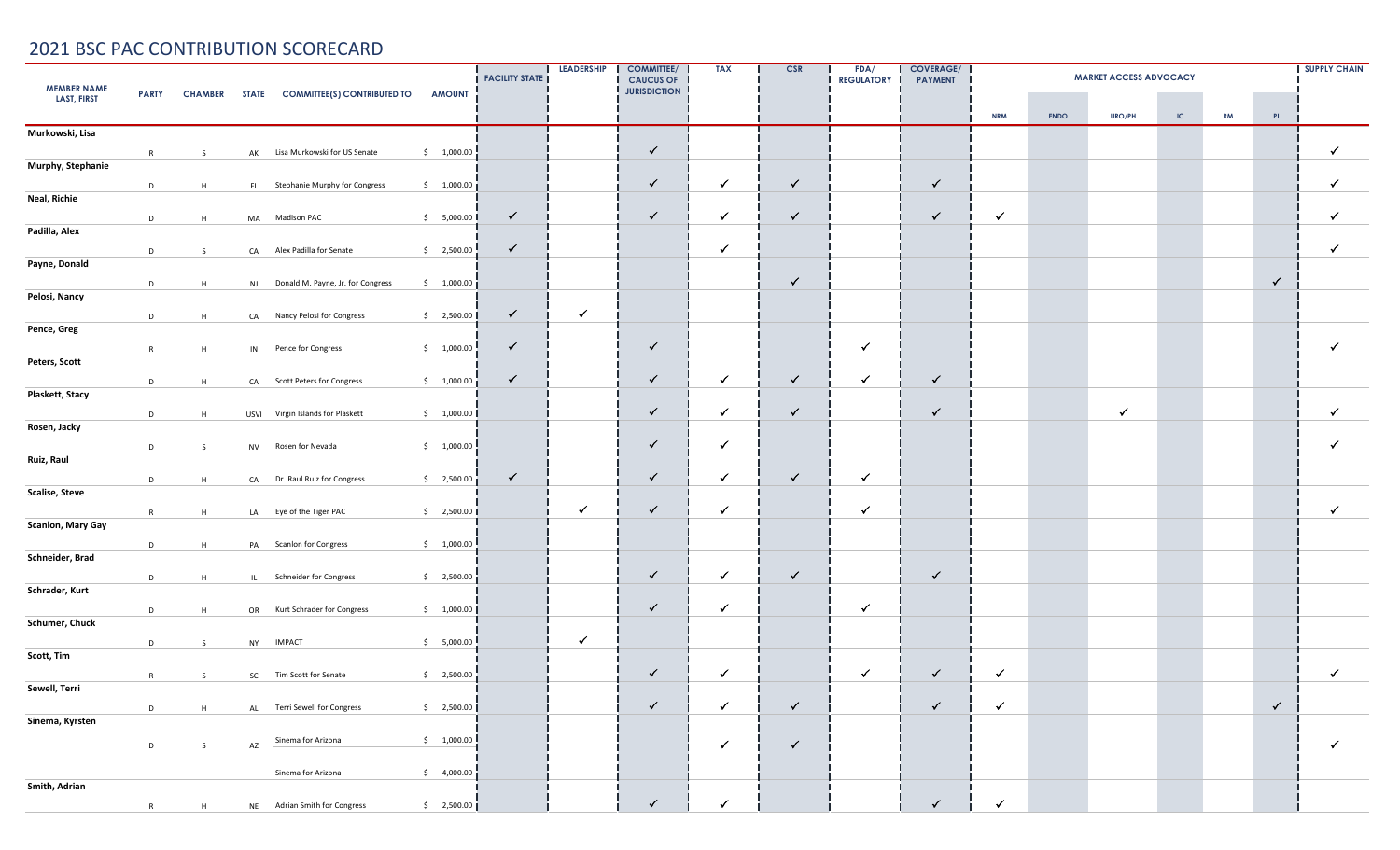# 2021 BSC PAC CONTRIBUTION SCORECARD

| MEMBER NAME LAST, FIRST | PARTY | CHAMBER | STATE | COMMITTEE(S) CONTRIBUTED TO | AMOUNT | FACILITY STATE | LEADERSHIP | COMMITTEE/ CAUCUS OF JURISDICTION | TAX | CSR | FDA/ REGULATORY | COVERAGE/ PAYMENT | MARKET ACCESS ADVOCACY | | | | | | SUPPLY CHAIN |
|---|---|---|---|---|---|---|---|---|---|---|---|---|---|---|---|---|---|---|---|
| | | | | | | | | | | | | | NRM | ENDO | URO/PH | IC | RM | PI | |
| Murkowski, Lisa | R | S | AK | Lisa Murkowski for US Senate | $ 1,000.00 | | | ✓ | | | | | | | | | | | ✓ |
| Murphy, Stephanie | D | H | FL | Stephanie Murphy for Congress | $ 1,000.00 | | | ✓ | ✓ | ✓ | | ✓ | | | | | | | ✓ |
| Neal, Richie | D | H | MA | Madison PAC | $ 5,000.00 | ✓ | | ✓ | ✓ | ✓ | | ✓ | ✓ | | | | | | ✓ |
| Padilla, Alex | D | S | CA | Alex Padilla for Senate | $ 2,500.00 | ✓ | | | ✓ | | | | | | | | | | ✓ |
| Payne, Donald | D | H | NJ | Donald M. Payne, Jr. for Congress | $ 1,000.00 | | | | | ✓ | | | | | | | | ✓ | |
| Pelosi, Nancy | D | H | CA | Nancy Pelosi for Congress | $ 2,500.00 | ✓ | ✓ | | | | | | | | | | | | |
| Pence, Greg | R | H | IN | Pence for Congress | $ 1,000.00 | ✓ | | ✓ | | | ✓ | | | | | | | | ✓ |
| Peters, Scott | D | H | CA | Scott Peters for Congress | $ 1,000.00 | ✓ | | ✓ | ✓ | ✓ | ✓ | ✓ | | | | | | | |
| Plaskett, Stacy | D | H | USVI | Virgin Islands for Plaskett | $ 1,000.00 | | | ✓ | ✓ | ✓ | | ✓ | | | ✓ | | | | ✓ |
| Rosen, Jacky | D | S | NV | Rosen for Nevada | $ 1,000.00 | | | ✓ | ✓ | | | | | | | | | | ✓ |
| Ruiz, Raul | D | H | CA | Dr. Raul Ruiz for Congress | $ 2,500.00 | ✓ | | ✓ | ✓ | ✓ | ✓ | | | | | | | | |
| Scalise, Steve | R | H | LA | Eye of the Tiger PAC | $ 2,500.00 | | ✓ | ✓ | ✓ | | ✓ | | | | | | | | ✓ |
| Scanlon, Mary Gay | D | H | PA | Scanlon for Congress | $ 1,000.00 | | | | | | | | | | | | | | |
| Schneider, Brad | D | H | IL | Schneider for Congress | $ 2,500.00 | | | ✓ | ✓ | ✓ | | ✓ | | | | | | | |
| Schrader, Kurt | D | H | OR | Kurt Schrader for Congress | $ 1,000.00 | | | ✓ | ✓ | | ✓ | | | | | | | | |
| Schumer, Chuck | D | S | NY | IMPACT | $ 5,000.00 | | ✓ | | | | | | | | | | | | |
| Scott, Tim | R | S | SC | Tim Scott for Senate | $ 2,500.00 | | | ✓ | ✓ | | ✓ | ✓ | ✓ | | | | | | ✓ |
| Sewell, Terri | D | H | AL | Terri Sewell for Congress | $ 2,500.00 | | | ✓ | ✓ | ✓ | | ✓ | ✓ | | | | | ✓ | |
| Sinema, Kyrsten | D | S | AZ | Sinema for Arizona | $ 1,000.00 | | | | ✓ | ✓ | | | | | | | | | ✓ |
| | | | | Sinema for Arizona | $ 4,000.00 | | | | | | | | | | | | | | |
| Smith, Adrian | R | H | NE | Adrian Smith for Congress | $ 2,500.00 | | | ✓ | ✓ | | | ✓ | ✓ | | | | | | |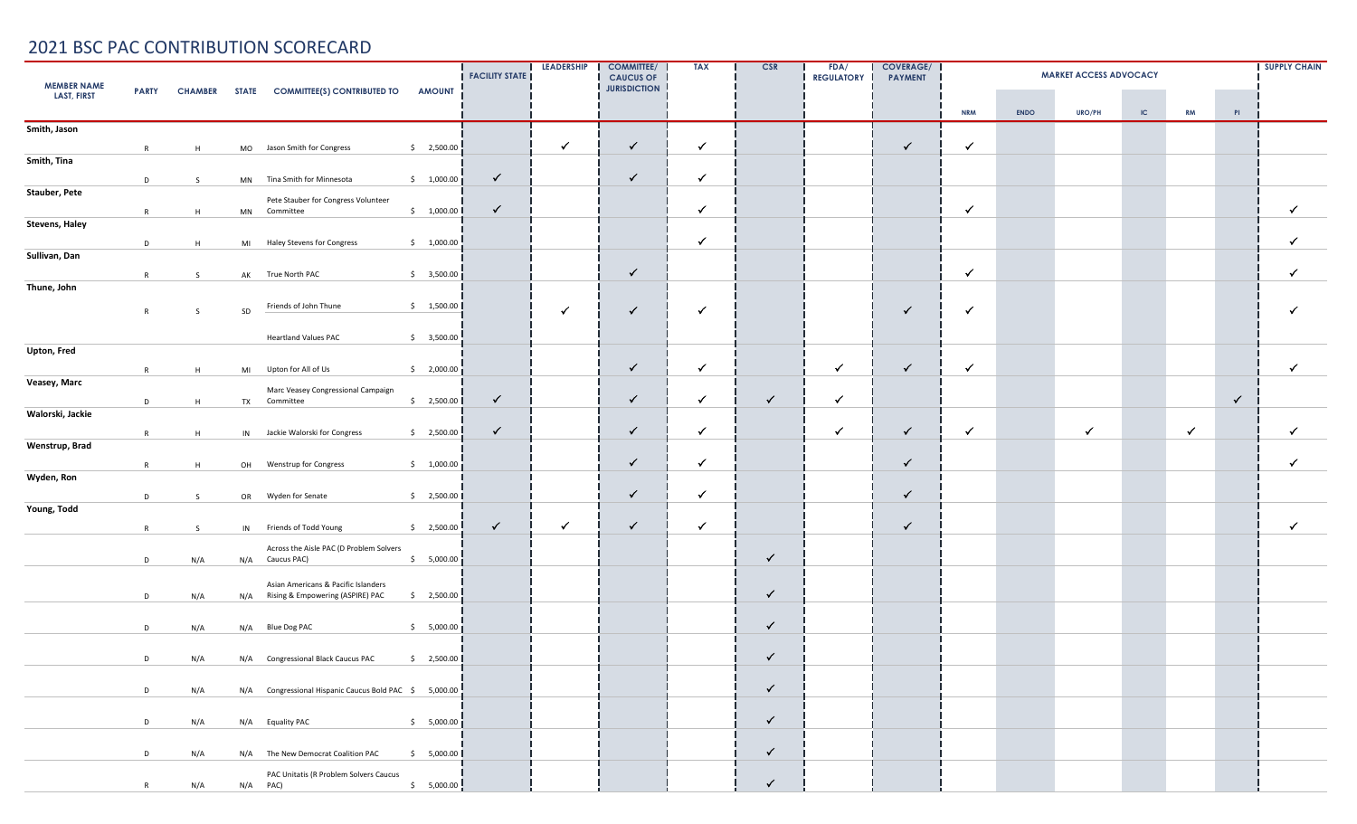# 2021 BSC PAC CONTRIBUTION SCORECARD

| MEMBER NAME LAST, FIRST | PARTY | CHAMBER | STATE | COMMITTEE(S) CONTRIBUTED TO | AMOUNT | FACILITY STATE | LEADERSHIP | COMMITTEE/ CAUCUS OF JURISDICTION | TAX | CSR | FDA/ REGULATORY | COVERAGE/ PAYMENT | MARKET ACCESS ADVOCACY | | | | | | SUPPLY CHAIN |
|---|---|---|---|---|---|---|---|---|---|---|---|---|---|---|---|---|---|---|---|
| | | | | | | | | | | | | | NRM | ENDO | URO/PH | IC | RM | PI | |
| Smith, Jason | R | H | MO | Jason Smith for Congress | $ 2,500.00 | | ✓ | ✓ | ✓ | | | ✓ | ✓ | | | | | | |
| Smith, Tina | D | S | MN | Tina Smith for Minnesota | $ 1,000.00 | ✓ | | ✓ | ✓ | | | | | | | | | | |
| Stauber, Pete | R | H | MN | Pete Stauber for Congress Volunteer Committee | $ 1,000.00 | ✓ | | | ✓ | | | | ✓ | | | | | | ✓ |
| Stevens, Haley | D | H | MI | Haley Stevens for Congress | $ 1,000.00 | | | | ✓ | | | | | | | | | | ✓ |
| Sullivan, Dan | R | S | AK | True North PAC | $ 3,500.00 | | | ✓ | | | | | ✓ | | | | | | ✓ |
| Thune, John | R | S | SD | Friends of John Thune | $ 1,500.00 | | ✓ | ✓ | ✓ | | | ✓ | ✓ | | | | | | ✓ |
| | | | | Heartland Values PAC | $ 3,500.00 | | | | | | | | | | | | | | |
| Upton, Fred | R | H | MI | Upton for All of Us | $ 2,000.00 | | | ✓ | ✓ | | ✓ | ✓ | ✓ | | | | | | ✓ |
| Veasey, Marc | D | H | TX | Marc Veasey Congressional Campaign Committee | $ 2,500.00 | ✓ | | ✓ | ✓ | ✓ | ✓ | | | | | | | ✓ | |
| Walorski, Jackie | R | H | IN | Jackie Walorski for Congress | $ 2,500.00 | ✓ | | ✓ | ✓ | | ✓ | ✓ | ✓ | | ✓ | | ✓ | | ✓ |
| Wenstrup, Brad | R | H | OH | Wenstrup for Congress | $ 1,000.00 | | | ✓ | ✓ | | | ✓ | | | | | | | ✓ |
| Wyden, Ron | D | S | OR | Wyden for Senate | $ 2,500.00 | | | ✓ | ✓ | | | ✓ | | | | | | | |
| Young, Todd | R | S | IN | Friends of Todd Young | $ 2,500.00 | ✓ | ✓ | ✓ | ✓ | | | ✓ | | | | | | | ✓ |
| | D | N/A | N/A | Across the Aisle PAC (D Problem Solvers Caucus PAC) | $ 5,000.00 | | | | | ✓ | | | | | | | | | |
| | D | N/A | N/A | Asian Americans & Pacific Islanders Rising & Empowering (ASPIRE) PAC | $ 2,500.00 | | | | | ✓ | | | | | | | | | |
| | D | N/A | N/A | Blue Dog PAC | $ 5,000.00 | | | | | ✓ | | | | | | | | | |
| | D | N/A | N/A | Congressional Black Caucus PAC | $ 2,500.00 | | | | | ✓ | | | | | | | | | |
| | D | N/A | N/A | Congressional Hispanic Caucus Bold PAC | $ 5,000.00 | | | | | ✓ | | | | | | | | | |
| | D | N/A | N/A | Equality PAC | $ 5,000.00 | | | | | ✓ | | | | | | | | | |
| | D | N/A | N/A | The New Democrat Coalition PAC | $ 5,000.00 | | | | | ✓ | | | | | | | | | |
| | R | N/A | N/A | PAC Unitatis (R Problem Solvers Caucus PAC) | $ 5,000.00 | | | | | ✓ | | | | | | | | | |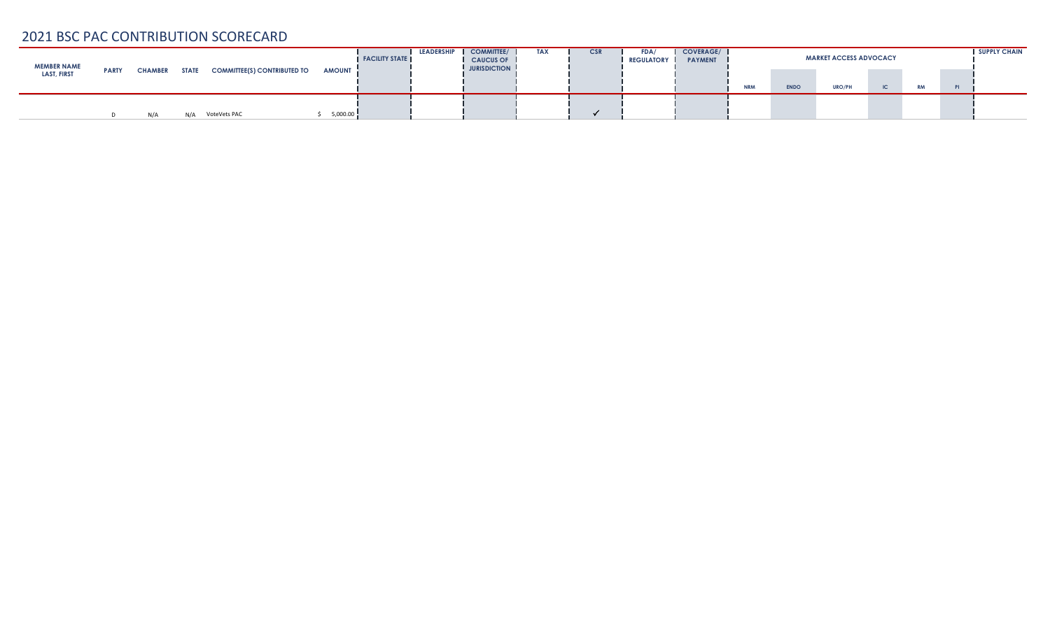# 2021 BSC PAC CONTRIBUTION SCORECARD

| MEMBER NAME LAST, FIRST | PARTY | CHAMBER | STATE | COMMITTEE(S) CONTRIBUTED TO | AMOUNT | FACILITY STATE | LEADERSHIP | COMMITTEE/ CAUCUS OF JURISDICTION | TAX | CSR | FDA/ REGULATORY | COVERAGE/ PAYMENT | MARKET ACCESS ADVOCACY | | | | | | SUPPLY CHAIN |
|---|---|---|---|---|---|---|---|---|---|---|---|---|---|---|---|---|---|---|---|
| | | | | | | | | | | | | | NRM | ENDO | URO/PH | IC | RM | PI | |
| | D | N/A | N/A | VoteVets PAC | $ 5,000.00 | | | | | ✓ | | | | | | | | | |